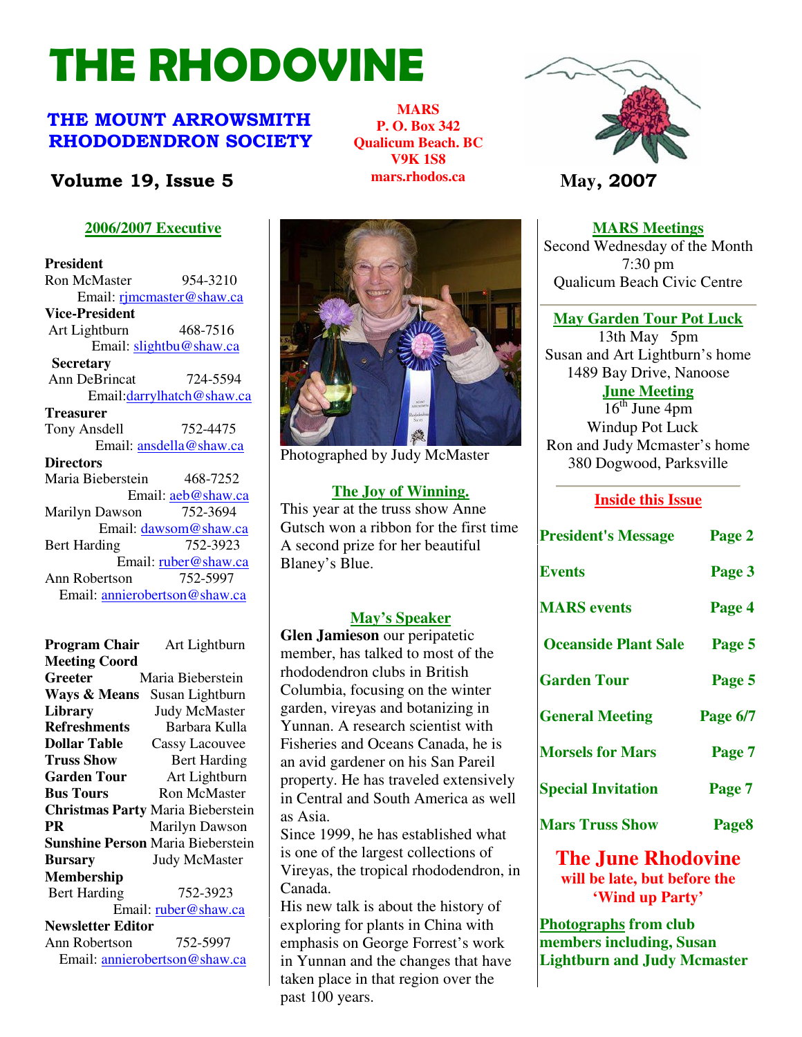# THE RHODOVINE

## THE MOUNT ARROWSMITH RHODODENDRON SOCIETY

**Volume 19, Issue 5**

**MARS**
**P. O. Box 342**
**Qualicum Beach. BC**
**V9K 1S8**
**mars.rhodos.ca**

**May, 2007**

### 2006/2007 Executive

**President**
Ron McMaster 954-3210
Email: rjmcmaster@shaw.ca

**Vice-President**
Art Lightburn 468-7516
Email: slightbu@shaw.ca

**Secretary**
Ann DeBrincat 724-5594
Email: darrylhatch@shaw.ca

**Treasurer**
Tony Ansdell 752-4475
Email: ansdella@shaw.ca

**Directors**
Maria Bieberstein 468-7252
Email: aeb@shaw.ca
Marilyn Dawson 752-3694
Email: dawsom@shaw.ca
Bert Harding 752-3923
Email: ruber@shaw.ca
Ann Robertson 752-5997
Email: annierobertson@shaw.ca

**Program Chair** Art Lightburn
**Meeting Coord**
**Greeter** Maria Bieberstein
**Ways & Means** Susan Lightburn
**Library** Judy McMaster
**Refreshments** Barbara Kulla
**Dollar Table** Cassy Lacouvee
**Truss Show** Bert Harding
**Garden Tour** Art Lightburn
**Bus Tours** Ron McMaster
**Christmas Party** Maria Bieberstein
**PR** Marilyn Dawson
**Sunshine Person** Maria Bieberstein
**Bursary** Judy McMaster
**Membership**
Bert Harding 752-3923
Email: ruber@shaw.ca
**Newsletter Editor**
Ann Robertson 752-5997
Email: annierobertson@shaw.ca

Photographed by Judy McMaster

### The Joy of Winning.

This year at the truss show Anne Gutsch won a ribbon for the first time A second prize for her beautiful Blaney's Blue.

### May's Speaker

**Glen Jamieson** our peripatetic member, has talked to most of the rhododendron clubs in British Columbia, focusing on the winter garden, vireyas and botanizing in Yunnan. A research scientist with Fisheries and Oceans Canada, he is an avid gardener on his San Pareil property. He has traveled extensively in Central and South America as well as Asia.

Since 1999, he has established what is one of the largest collections of Vireyas, the tropical rhododendron, in Canada.

His new talk is about the history of exploring for plants in China with emphasis on George Forrest's work in Yunnan and the changes that have taken place in that region over the past 100 years.

### MARS Meetings

Second Wednesday of the Month
7:30 pm
Qualicum Beach Civic Centre

### May Garden Tour Pot Luck

13th May 5pm
Susan and Art Lightburn's home
1489 Bay Drive, Nanoose

### June Meeting

16th June 4pm
Windup Pot Luck
Ron and Judy Mcmaster's home
380 Dogwood, Parksville

### Inside this Issue

| | |
|---|---|
| President's Message | Page 2 |
| Events | Page 3 |
| MARS events | Page 4 |
| Oceanside Plant Sale | Page 5 |
| Garden Tour | Page 5 |
| General Meeting | Page 6/7 |
| Morsels for Mars | Page 7 |
| Special Invitation | Page 7 |
| Mars Truss Show | Page8 |

**The June Rhodovine**
**will be late, but before the 'Wind up Party'**

**Photographs from club members including, Susan Lightburn and Judy Mcmaster**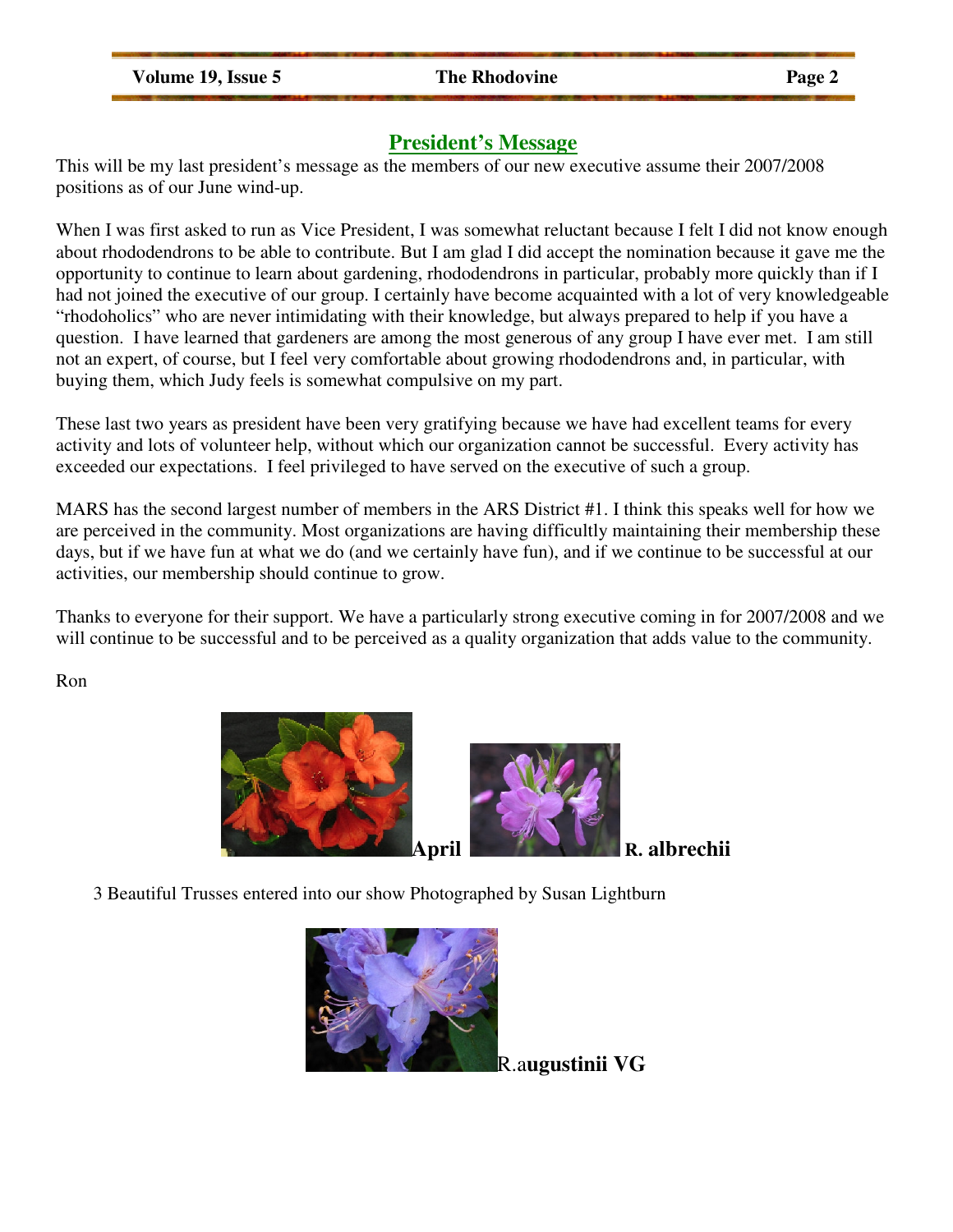## President's Message

This will be my last president's message as the members of our new executive assume their 2007/2008 positions as of our June wind-up.

When I was first asked to run as Vice President, I was somewhat reluctant because I felt I did not know enough about rhododendrons to be able to contribute. But I am glad I did accept the nomination because it gave me the opportunity to continue to learn about gardening, rhododendrons in particular, probably more quickly than if I had not joined the executive of our group. I certainly have become acquainted with a lot of very knowledgeable "rhodoholics" who are never intimidating with their knowledge, but always prepared to help if you have a question. I have learned that gardeners are among the most generous of any group I have ever met. I am still not an expert, of course, but I feel very comfortable about growing rhododendrons and, in particular, with buying them, which Judy feels is somewhat compulsive on my part.

These last two years as president have been very gratifying because we have had excellent teams for every activity and lots of volunteer help, without which our organization cannot be successful. Every activity has exceeded our expectations. I feel privileged to have served on the executive of such a group.

MARS has the second largest number of members in the ARS District #1. I think this speaks well for how we are perceived in the community. Most organizations are having difficultly maintaining their membership these days, but if we have fun at what we do (and we certainly have fun), and if we continue to be successful at our activities, our membership should continue to grow.

Thanks to everyone for their support. We have a particularly strong executive coming in for 2007/2008 and we will continue to be successful and to be perceived as a quality organization that adds value to the community.

Ron

**April** **R. albrechii**

3 Beautiful Trusses entered into our show Photographed by Susan Lightburn

R.a**ugustinii VG**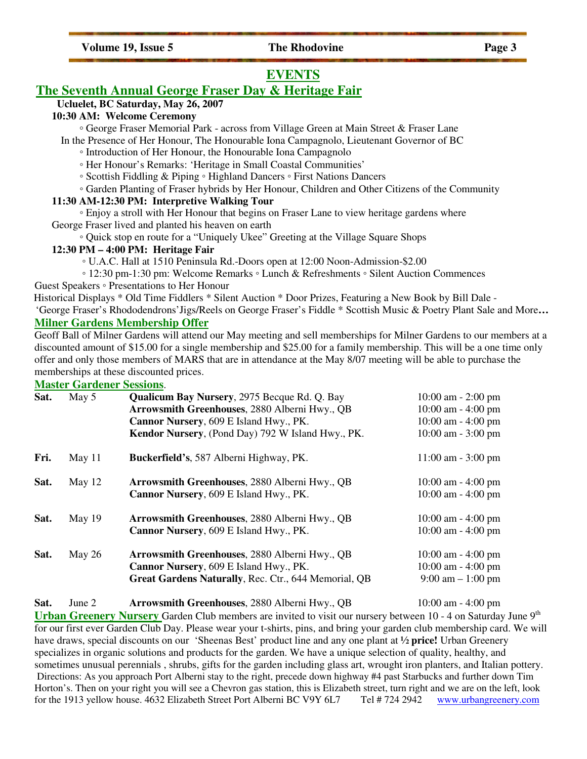# EVENTS

## The Seventh Annual George Fraser Day & Heritage Fair

**Ucluelet, BC Saturday, May 26, 2007**

**10:30 AM: Welcome Ceremony**

◦ George Fraser Memorial Park - across from Village Green at Main Street & Fraser Lane

In the Presence of Her Honour, The Honourable Iona Campagnolo, Lieutenant Governor of BC

◦ Introduction of Her Honour, the Honourable Iona Campagnolo

◦ Her Honour's Remarks: 'Heritage in Small Coastal Communities'

◦ Scottish Fiddling & Piping ◦ Highland Dancers ◦ First Nations Dancers

◦ Garden Planting of Fraser hybrids by Her Honour, Children and Other Citizens of the Community

**11:30 AM-12:30 PM: Interpretive Walking Tour**

◦ Enjoy a stroll with Her Honour that begins on Fraser Lane to view heritage gardens where George Fraser lived and planted his heaven on earth

◦ Quick stop en route for a "Uniquely Ukee" Greeting at the Village Square Shops

**12:30 PM – 4:00 PM: Heritage Fair**

◦ U.A.C. Hall at 1510 Peninsula Rd.-Doors open at 12:00 Noon-Admission-$2.00

◦ 12:30 pm-1:30 pm: Welcome Remarks ◦ Lunch & Refreshments ◦ Silent Auction Commences

Guest Speakers ◦ Presentations to Her Honour

Historical Displays * Old Time Fiddlers * Silent Auction * Door Prizes, Featuring a New Book by Bill Dale - 'George Fraser's Rhododendrons' Jigs/Reels on George Fraser's Fiddle * Scottish Music & Poetry Plant Sale and More…

## Milner Gardens Membership Offer

Geoff Ball of Milner Gardens will attend our May meeting and sell memberships for Milner Gardens to our members at a discounted amount of $15.00 for a single membership and $25.00 for a family membership. This will be a one time only offer and only those members of MARS that are in attendance at the May 8/07 meeting will be able to purchase the memberships at these discounted prices.

## Master Gardener Sessions.

| Day | Date | Location | Time |
|---|---|---|---|
| Sat. | May 5 | **Qualicum Bay Nursery**, 2975 Becque Rd. Q. Bay | 10:00 am - 2:00 pm |
| | | **Arrowsmith Greenhouses**, 2880 Alberni Hwy., QB | 10:00 am - 4:00 pm |
| | | **Cannor Nursery**, 609 E Island Hwy., PK. | 10:00 am - 4:00 pm |
| | | **Kendor Nursery**, (Pond Day) 792 W Island Hwy., PK. | 10:00 am - 3:00 pm |
| Fri. | May 11 | **Buckerfield's**, 587 Alberni Highway, PK. | 11:00 am - 3:00 pm |
| Sat. | May 12 | **Arrowsmith Greenhouses**, 2880 Alberni Hwy., QB | 10:00 am - 4:00 pm |
| | | **Cannor Nursery**, 609 E Island Hwy., PK. | 10:00 am - 4:00 pm |
| Sat. | May 19 | **Arrowsmith Greenhouses**, 2880 Alberni Hwy., QB | 10:00 am - 4:00 pm |
| | | **Cannor Nursery**, 609 E Island Hwy., PK. | 10:00 am - 4:00 pm |
| Sat. | May 26 | **Arrowsmith Greenhouses**, 2880 Alberni Hwy., QB | 10:00 am - 4:00 pm |
| | | **Cannor Nursery**, 609 E Island Hwy., PK. | 10:00 am - 4:00 pm |
| | | **Great Gardens Naturally**, Rec. Ctr., 644 Memorial, QB | 9:00 am – 1:00 pm |
| Sat. | June 2 | **Arrowsmith Greenhouses**, 2880 Alberni Hwy., QB | 10:00 am - 4:00 pm |

**Urban Greenery Nursery** Garden Club members are invited to visit our nursery between 10 - 4 on Saturday June 9th for our first ever Garden Club Day. Please wear your t-shirts, pins, and bring your garden club membership card. We will have draws, special discounts on our 'Sheenas Best' product line and any one plant at **½ price!** Urban Greenery specializes in organic solutions and products for the garden. We have a unique selection of quality, healthy, and sometimes unusual perennials , shrubs, gifts for the garden including glass art, wrought iron planters, and Italian pottery. Directions: As you approach Port Alberni stay to the right, precede down highway #4 past Starbucks and further down Tim Horton's. Then on your right you will see a Chevron gas station, this is Elizabeth street, turn right and we are on the left, look for the 1913 yellow house. 4632 Elizabeth Street Port Alberni BC V9Y 6L7 Tel # 724 2942 www.urbangreenery.com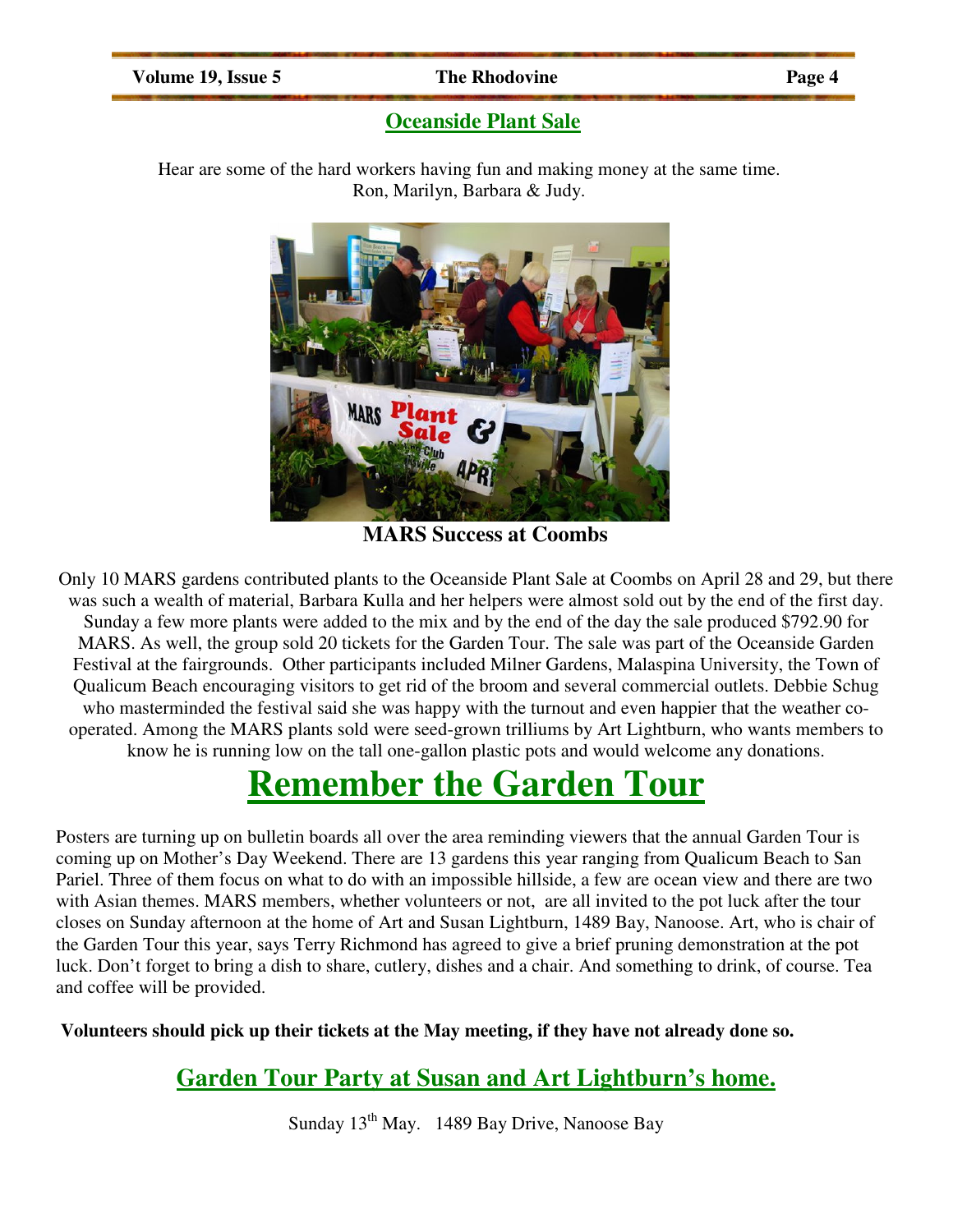## Oceanside Plant Sale

Hear are some of the hard workers having fun and making money at the same time.
Ron, Marilyn, Barbara & Judy.

**MARS Success at Coombs**

Only 10 MARS gardens contributed plants to the Oceanside Plant Sale at Coombs on April 28 and 29, but there was such a wealth of material, Barbara Kulla and her helpers were almost sold out by the end of the first day. Sunday a few more plants were added to the mix and by the end of the day the sale produced $792.90 for MARS. As well, the group sold 20 tickets for the Garden Tour. The sale was part of the Oceanside Garden Festival at the fairgrounds. Other participants included Milner Gardens, Malaspina University, the Town of Qualicum Beach encouraging visitors to get rid of the broom and several commercial outlets. Debbie Schug who masterminded the festival said she was happy with the turnout and even happier that the weather co-operated. Among the MARS plants sold were seed-grown trilliums by Art Lightburn, who wants members to know he is running low on the tall one-gallon plastic pots and would welcome any donations.

# Remember the Garden Tour

Posters are turning up on bulletin boards all over the area reminding viewers that the annual Garden Tour is coming up on Mother's Day Weekend. There are 13 gardens this year ranging from Qualicum Beach to San Pariel. Three of them focus on what to do with an impossible hillside, a few are ocean view and there are two with Asian themes. MARS members, whether volunteers or not, are all invited to the pot luck after the tour closes on Sunday afternoon at the home of Art and Susan Lightburn, 1489 Bay, Nanoose. Art, who is chair of the Garden Tour this year, says Terry Richmond has agreed to give a brief pruning demonstration at the pot luck. Don't forget to bring a dish to share, cutlery, dishes and a chair. And something to drink, of course. Tea and coffee will be provided.

**Volunteers should pick up their tickets at the May meeting, if they have not already done so.**

## Garden Tour Party at Susan and Art Lightburn's home.

Sunday 13th May. 1489 Bay Drive, Nanoose Bay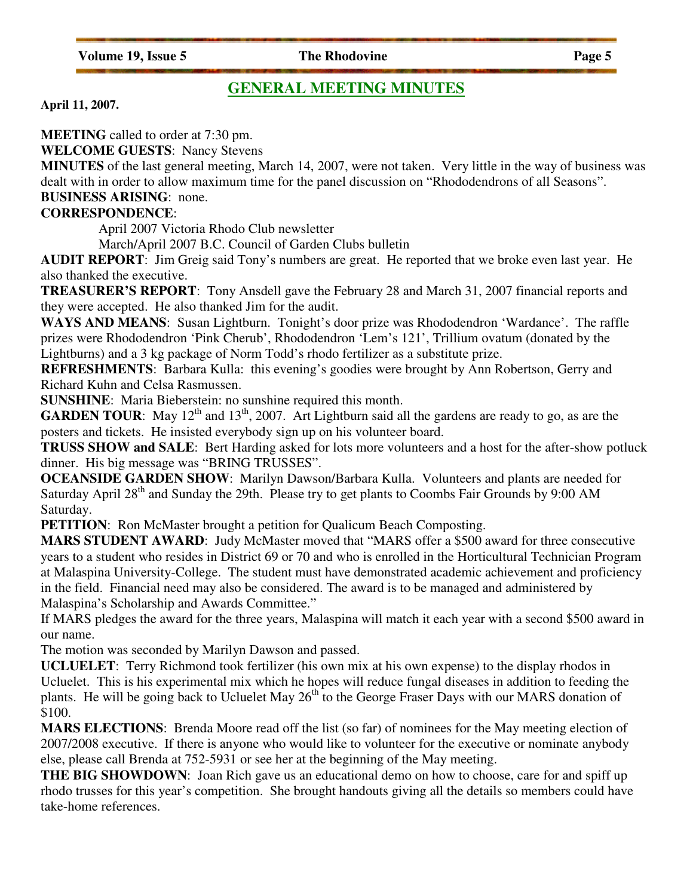## GENERAL MEETING MINUTES

**April 11, 2007.**

**MEETING** called to order at 7:30 pm.

**WELCOME GUESTS**: Nancy Stevens

**MINUTES** of the last general meeting, March 14, 2007, were not taken. Very little in the way of business was dealt with in order to allow maximum time for the panel discussion on "Rhododendrons of all Seasons".

**BUSINESS ARISING**: none.

**CORRESPONDENCE**:

April 2007 Victoria Rhodo Club newsletter
March/April 2007 B.C. Council of Garden Clubs bulletin

**AUDIT REPORT**: Jim Greig said Tony's numbers are great. He reported that we broke even last year. He also thanked the executive.

**TREASURER'S REPORT**: Tony Ansdell gave the February 28 and March 31, 2007 financial reports and they were accepted. He also thanked Jim for the audit.

**WAYS AND MEANS**: Susan Lightburn. Tonight's door prize was Rhododendron 'Wardance'. The raffle prizes were Rhododendron 'Pink Cherub', Rhododendron 'Lem's 121', Trillium ovatum (donated by the Lightburns) and a 3 kg package of Norm Todd's rhodo fertilizer as a substitute prize.

**REFRESHMENTS**: Barbara Kulla: this evening's goodies were brought by Ann Robertson, Gerry and Richard Kuhn and Celsa Rasmussen.

**SUNSHINE**: Maria Bieberstein: no sunshine required this month.

**GARDEN TOUR**: May 12th and 13th, 2007. Art Lightburn said all the gardens are ready to go, as are the posters and tickets. He insisted everybody sign up on his volunteer board.

**TRUSS SHOW and SALE**: Bert Harding asked for lots more volunteers and a host for the after-show potluck dinner. His big message was "BRING TRUSSES".

**OCEANSIDE GARDEN SHOW**: Marilyn Dawson/Barbara Kulla. Volunteers and plants are needed for Saturday April 28th and Sunday the 29th. Please try to get plants to Coombs Fair Grounds by 9:00 AM Saturday.

**PETITION**: Ron McMaster brought a petition for Qualicum Beach Composting.

**MARS STUDENT AWARD**: Judy McMaster moved that "MARS offer a $500 award for three consecutive years to a student who resides in District 69 or 70 and who is enrolled in the Horticultural Technician Program at Malaspina University-College. The student must have demonstrated academic achievement and proficiency in the field. Financial need may also be considered. The award is to be managed and administered by Malaspina's Scholarship and Awards Committee."

If MARS pledges the award for the three years, Malaspina will match it each year with a second $500 award in our name.

The motion was seconded by Marilyn Dawson and passed.

**UCLUELET**: Terry Richmond took fertilizer (his own mix at his own expense) to the display rhodos in Ucluelet. This is his experimental mix which he hopes will reduce fungal diseases in addition to feeding the plants. He will be going back to Ucluelet May 26th to the George Fraser Days with our MARS donation of $100.

**MARS ELECTIONS**: Brenda Moore read off the list (so far) of nominees for the May meeting election of 2007/2008 executive. If there is anyone who would like to volunteer for the executive or nominate anybody else, please call Brenda at 752-5931 or see her at the beginning of the May meeting.

**THE BIG SHOWDOWN**: Joan Rich gave us an educational demo on how to choose, care for and spiff up rhodo trusses for this year's competition. She brought handouts giving all the details so members could have take-home references.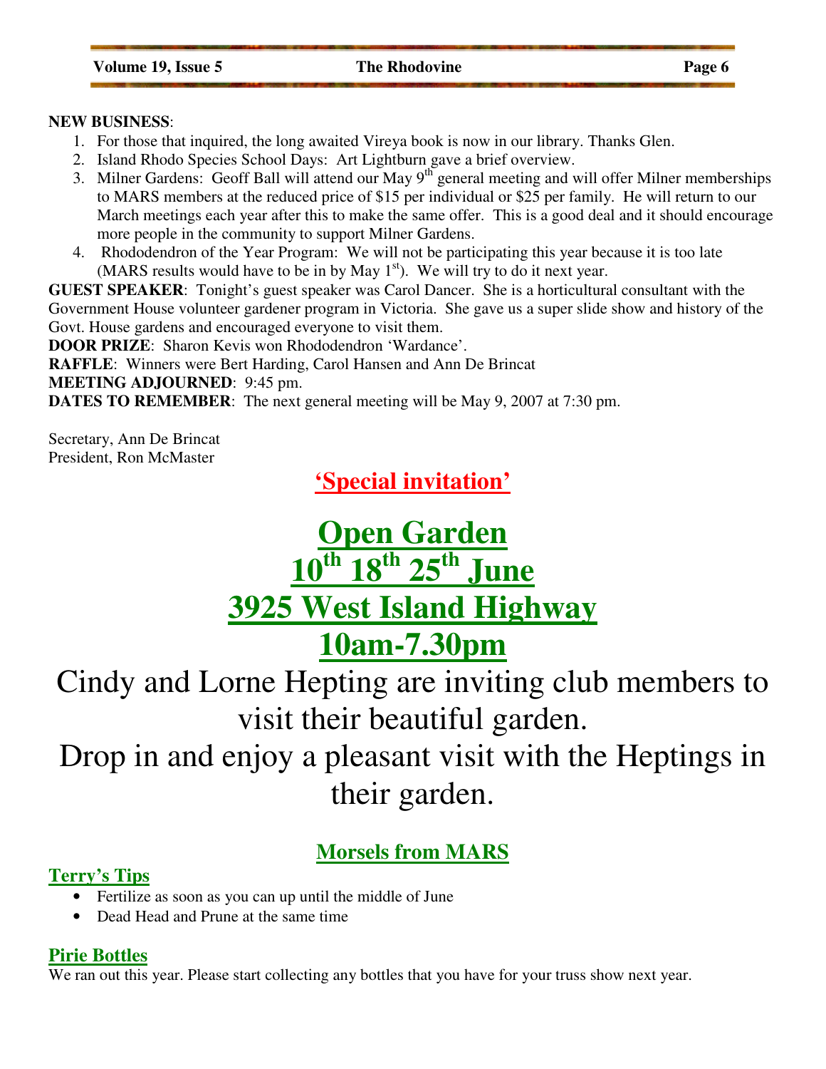**NEW BUSINESS**:

1. For those that inquired, the long awaited Vireya book is now in our library. Thanks Glen.
2. Island Rhodo Species School Days: Art Lightburn gave a brief overview.
3. Milner Gardens: Geoff Ball will attend our May 9th general meeting and will offer Milner memberships to MARS members at the reduced price of $15 per individual or $25 per family. He will return to our March meetings each year after this to make the same offer. This is a good deal and it should encourage more people in the community to support Milner Gardens.
4. Rhododendron of the Year Program: We will not be participating this year because it is too late (MARS results would have to be in by May 1st). We will try to do it next year.

**GUEST SPEAKER**: Tonight's guest speaker was Carol Dancer. She is a horticultural consultant with the Government House volunteer gardener program in Victoria. She gave us a super slide show and history of the Govt. House gardens and encouraged everyone to visit them.

**DOOR PRIZE**: Sharon Kevis won Rhododendron 'Wardance'.

**RAFFLE**: Winners were Bert Harding, Carol Hansen and Ann De Brincat

**MEETING ADJOURNED**: 9:45 pm.

**DATES TO REMEMBER**: The next general meeting will be May 9, 2007 at 7:30 pm.

Secretary, Ann De Brincat
President, Ron McMaster

## 'Special invitation'

# Open Garden
# 10th 18th 25th June
# 3925 West Island Highway
# 10am-7.30pm

Cindy and Lorne Hepting are inviting club members to visit their beautiful garden.
Drop in and enjoy a pleasant visit with the Heptings in their garden.

## Morsels from MARS

### Terry's Tips

- Fertilize as soon as you can up until the middle of June
- Dead Head and Prune at the same time

### Pirie Bottles

We ran out this year. Please start collecting any bottles that you have for your truss show next year.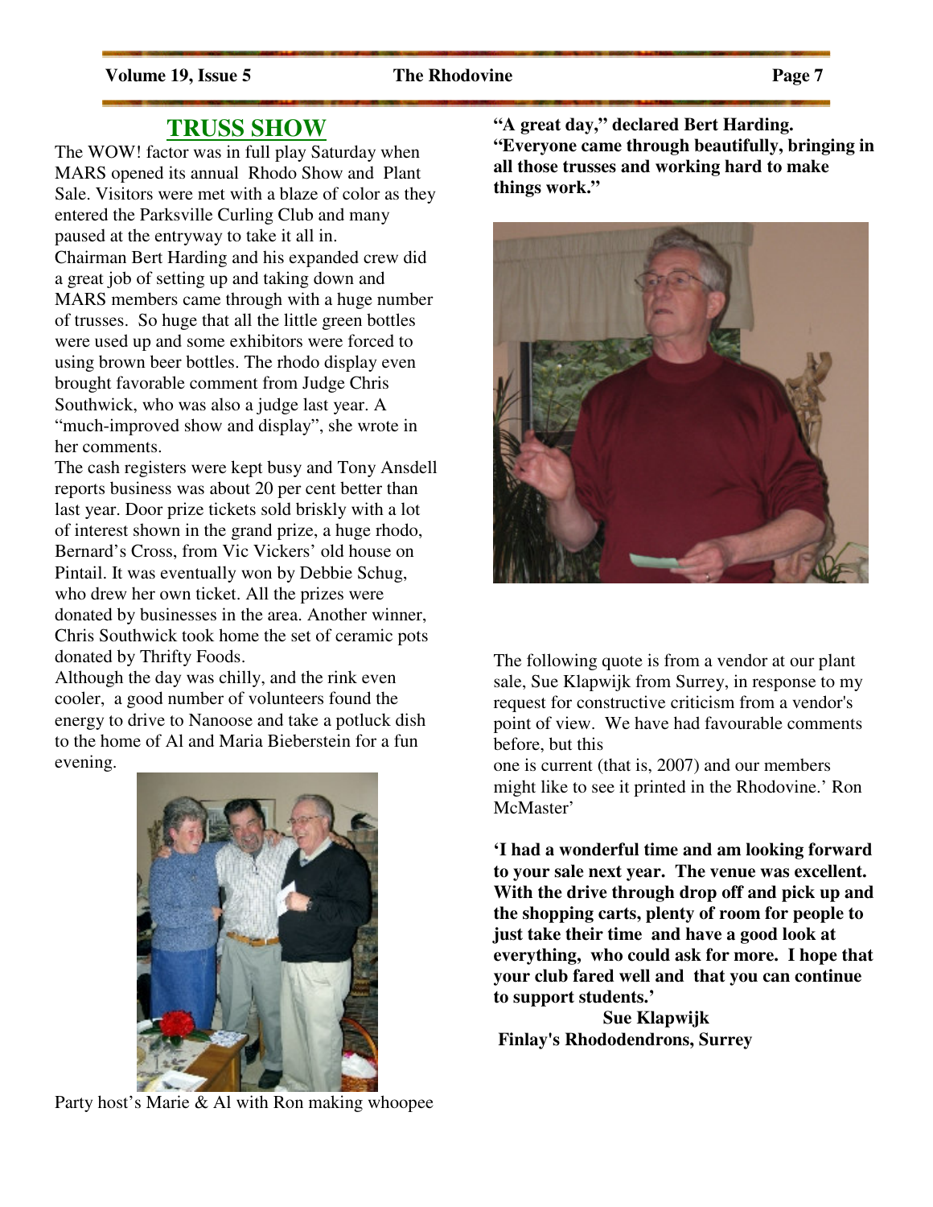## TRUSS SHOW

The WOW! factor was in full play Saturday when MARS opened its annual Rhodo Show and Plant Sale. Visitors were met with a blaze of color as they entered the Parksville Curling Club and many paused at the entryway to take it all in.

Chairman Bert Harding and his expanded crew did a great job of setting up and taking down and MARS members came through with a huge number of trusses. So huge that all the little green bottles were used up and some exhibitors were forced to using brown beer bottles. The rhodo display even brought favorable comment from Judge Chris Southwick, who was also a judge last year. A "much-improved show and display", she wrote in her comments.

The cash registers were kept busy and Tony Ansdell reports business was about 20 per cent better than last year. Door prize tickets sold briskly with a lot of interest shown in the grand prize, a huge rhodo, Bernard's Cross, from Vic Vickers' old house on Pintail. It was eventually won by Debbie Schug, who drew her own ticket. All the prizes were donated by businesses in the area. Another winner, Chris Southwick took home the set of ceramic pots donated by Thrifty Foods.

Although the day was chilly, and the rink even cooler, a good number of volunteers found the energy to drive to Nanoose and take a potluck dish to the home of Al and Maria Bieberstein for a fun evening.

Party host's Marie & Al with Ron making whoopee

**"A great day," declared Bert Harding. "Everyone came through beautifully, bringing in all those trusses and working hard to make things work."**

The following quote is from a vendor at our plant sale, Sue Klapwijk from Surrey, in response to my request for constructive criticism from a vendor's point of view. We have had favourable comments before, but this one is current (that is, 2007) and our members might like to see it printed in the Rhodovine.' Ron McMaster'

**'I had a wonderful time and am looking forward to your sale next year. The venue was excellent. With the drive through drop off and pick up and the shopping carts, plenty of room for people to just take their time and have a good look at everything, who could ask for more. I hope that your club fared well and that you can continue to support students.'**

**Sue Klapwijk**
**Finlay's Rhododendrons, Surrey**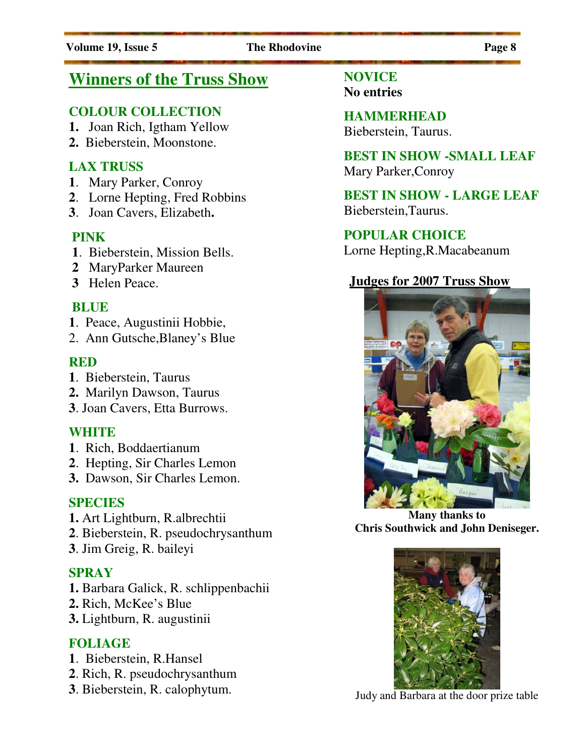# Winners of the Truss Show

## COLOUR COLLECTION

1. Joan Rich, Igtham Yellow
2. Bieberstein, Moonstone.

## LAX TRUSS

1. Mary Parker, Conroy
2. Lorne Hepting, Fred Robbins
3. Joan Cavers, Elizabeth.

## PINK

1. Bieberstein, Mission Bells.
2. MaryParker Maureen
3. Helen Peace.

## BLUE

1. Peace, Augustinii Hobbie,
2. Ann Gutsche,Blaney's Blue

## RED

1. Bieberstein, Taurus
2. Marilyn Dawson, Taurus
3. Joan Cavers, Etta Burrows.

## WHITE

1. Rich, Boddaertianum
2. Hepting, Sir Charles Lemon
3. Dawson, Sir Charles Lemon.

## SPECIES

1. Art Lightburn, R.albrechtii
2. Bieberstein, R. pseudochrysanthum
3. Jim Greig, R. baileyi

## SPRAY

1. Barbara Galick, R. schlippenbachii
2. Rich, McKee's Blue
3. Lightburn, R. augustinii

## FOLIAGE

1. Bieberstein, R.Hansel
2. Rich, R. pseudochrysanthum
3. Bieberstein, R. calophytum.

## NOVICE

**No entries**

## HAMMERHEAD

Bieberstein, Taurus.

## BEST IN SHOW -SMALL LEAF

Mary Parker,Conroy

## BEST IN SHOW - LARGE LEAF

Bieberstein,Taurus.

## POPULAR CHOICE

Lorne Hepting,R.Macabeanum

**Judges for 2007 Truss Show**

**Many thanks to Chris Southwick and John Deniseger.**

Judy and Barbara at the door prize table